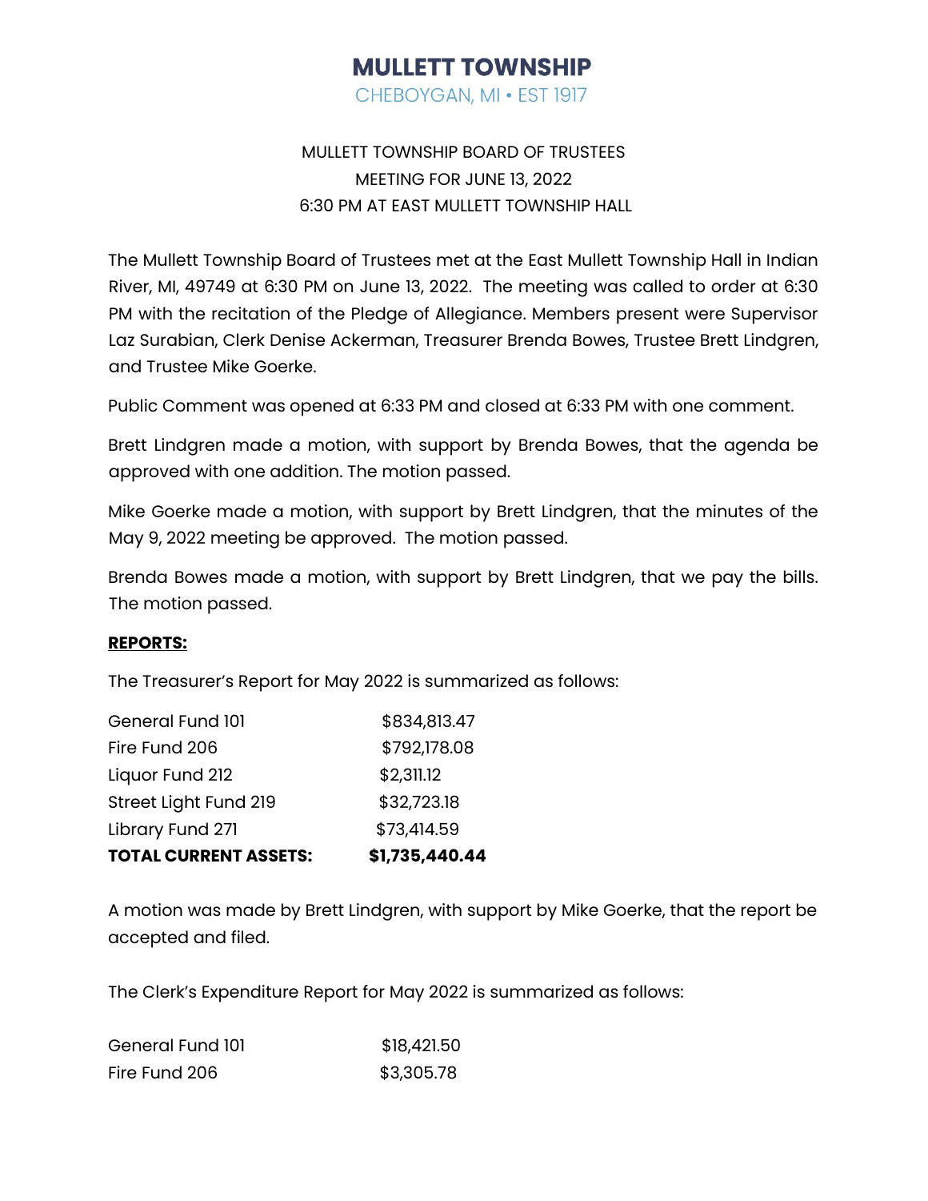# MULLETT TOWNSHIP

CHEBOYGAN, MI • EST 1917

MULLETT TOWNSHIP BOARD OF TRUSTEES
MEETING FOR JUNE 13, 2022
6:30 PM AT EAST MULLETT TOWNSHIP HALL

The Mullett Township Board of Trustees met at the East Mullett Township Hall in Indian River, MI, 49749 at 6:30 PM on June 13, 2022. The meeting was called to order at 6:30 PM with the recitation of the Pledge of Allegiance. Members present were Supervisor Laz Surabian, Clerk Denise Ackerman, Treasurer Brenda Bowes, Trustee Brett Lindgren, and Trustee Mike Goerke.

Public Comment was opened at 6:33 PM and closed at 6:33 PM with one comment.

Brett Lindgren made a motion, with support by Brenda Bowes, that the agenda be approved with one addition. The motion passed.

Mike Goerke made a motion, with support by Brett Lindgren, that the minutes of the May 9, 2022 meeting be approved. The motion passed.

Brenda Bowes made a motion, with support by Brett Lindgren, that we pay the bills. The motion passed.

**REPORTS:**

The Treasurer's Report for May 2022 is summarized as follows:

| | |
|---|---|
| General Fund 101 | $834,813.47 |
| Fire Fund 206 | $792,178.08 |
| Liquor Fund 212 | $2,311.12 |
| Street Light Fund 219 | $32,723.18 |
| Library Fund 271 | $73,414.59 |
| **TOTAL CURRENT ASSETS:** | **$1,735,440.44** |

A motion was made by Brett Lindgren, with support by Mike Goerke, that the report be accepted and filed.

The Clerk's Expenditure Report for May 2022 is summarized as follows:

| | |
|---|---|
| General Fund 101 | $18,421.50 |
| Fire Fund 206 | $3,305.78 |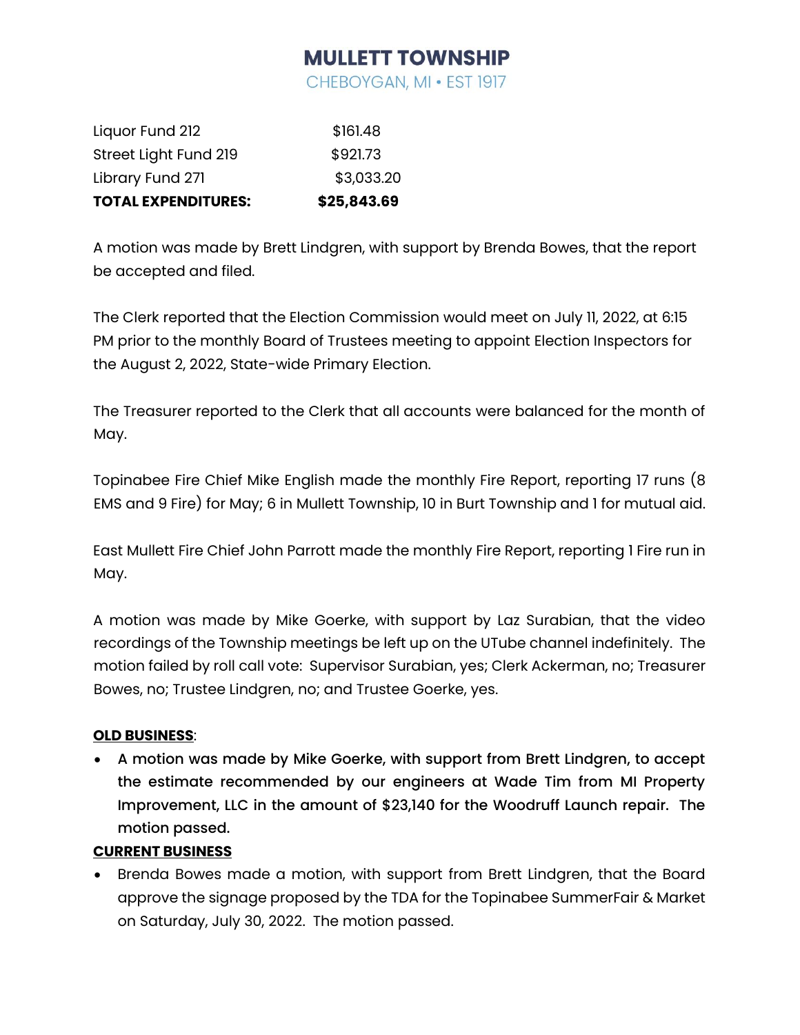| | |
|---|---|
| Liquor Fund 212 | $161.48 |
| Street Light Fund 219 | $921.73 |
| Library Fund 271 | $3,033.20 |
| **TOTAL EXPENDITURES:** | **$25,843.69** |

A motion was made by Brett Lindgren, with support by Brenda Bowes, that the report be accepted and filed.

The Clerk reported that the Election Commission would meet on July 11, 2022, at 6:15 PM prior to the monthly Board of Trustees meeting to appoint Election Inspectors for the August 2, 2022, State-wide Primary Election.

The Treasurer reported to the Clerk that all accounts were balanced for the month of May.

Topinabee Fire Chief Mike English made the monthly Fire Report, reporting 17 runs (8 EMS and 9 Fire) for May; 6 in Mullett Township, 10 in Burt Township and 1 for mutual aid.

East Mullett Fire Chief John Parrott made the monthly Fire Report, reporting 1 Fire run in May.

A motion was made by Mike Goerke, with support by Laz Surabian, that the video recordings of the Township meetings be left up on the UTube channel indefinitely. The motion failed by roll call vote: Supervisor Surabian, yes; Clerk Ackerman, no; Treasurer Bowes, no; Trustee Lindgren, no; and Trustee Goerke, yes.

**OLD BUSINESS**:

- A motion was made by Mike Goerke, with support from Brett Lindgren, to accept the estimate recommended by our engineers at Wade Tim from MI Property Improvement, LLC in the amount of $23,140 for the Woodruff Launch repair. The motion passed.

**CURRENT BUSINESS**

- Brenda Bowes made a motion, with support from Brett Lindgren, that the Board approve the signage proposed by the TDA for the Topinabee SummerFair & Market on Saturday, July 30, 2022. The motion passed.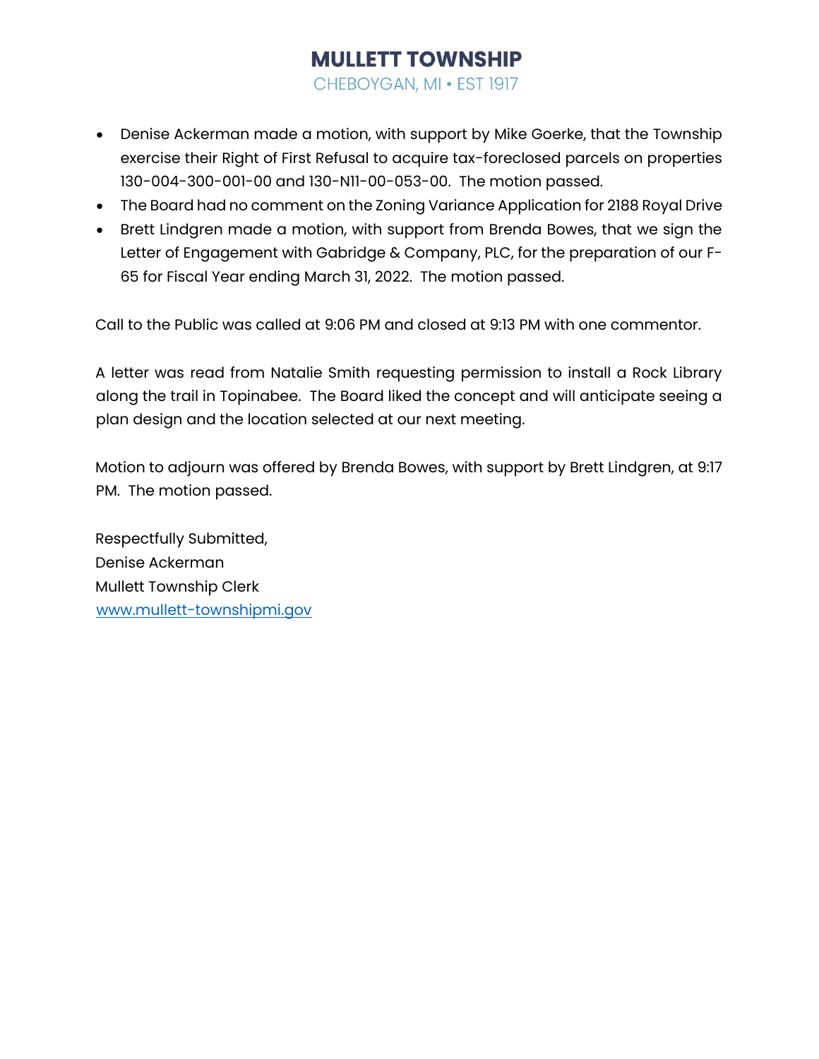- Denise Ackerman made a motion, with support by Mike Goerke, that the Township exercise their Right of First Refusal to acquire tax-foreclosed parcels on properties 130-004-300-001-00 and 130-N11-00-053-00. The motion passed.
- The Board had no comment on the Zoning Variance Application for 2188 Royal Drive
- Brett Lindgren made a motion, with support from Brenda Bowes, that we sign the Letter of Engagement with Gabridge & Company, PLC, for the preparation of our F-65 for Fiscal Year ending March 31, 2022. The motion passed.

Call to the Public was called at 9:06 PM and closed at 9:13 PM with one commentor.

A letter was read from Natalie Smith requesting permission to install a Rock Library along the trail in Topinabee. The Board liked the concept and will anticipate seeing a plan design and the location selected at our next meeting.

Motion to adjourn was offered by Brenda Bowes, with support by Brett Lindgren, at 9:17 PM. The motion passed.

Respectfully Submitted,
Denise Ackerman
Mullett Township Clerk
[www.mullett-townshipmi.gov](http://www.mullett-townshipmi.gov)